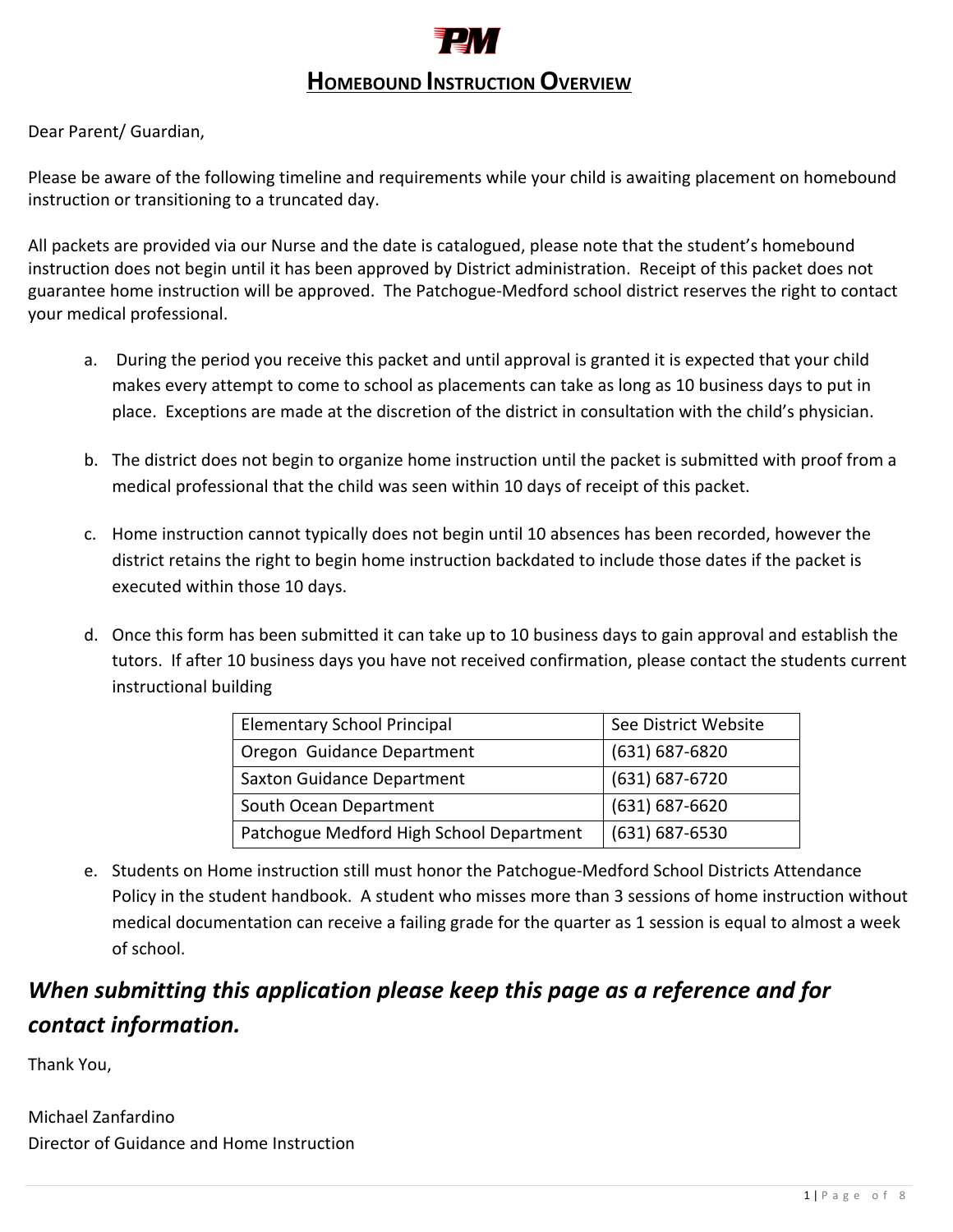# HOMEBOUND INSTRUCTION OVERVIEW

Dear Parent/ Guardian,

Please be aware of the following timeline and requirements while your child is awaiting placement on homebound instruction or transitioning to a truncated day.

All packets are provided via our Nurse and the date is catalogued, please note that the student's homebound instruction does not begin until it has been approved by District administration. Receipt of this packet does not guarantee home instruction will be approved. The Patchogue-Medford school district reserves the right to contact your medical professional.

a. During the period you receive this packet and until approval is granted it is expected that your child makes every attempt to come to school as placements can take as long as 10 business days to put in place. Exceptions are made at the discretion of the district in consultation with the child's physician.

b. The district does not begin to organize home instruction until the packet is submitted with proof from a medical professional that the child was seen within 10 days of receipt of this packet.

c. Home instruction cannot typically does not begin until 10 absences has been recorded, however the district retains the right to begin home instruction backdated to include those dates if the packet is executed within those 10 days.

d. Once this form has been submitted it can take up to 10 business days to gain approval and establish the tutors. If after 10 business days you have not received confirmation, please contact the students current instructional building

| Elementary School Principal | See District Website |
|---|---|
| Oregon Guidance Department | (631) 687-6820 |
| Saxton Guidance Department | (631) 687-6720 |
| South Ocean Department | (631) 687-6620 |
| Patchogue Medford High School Department | (631) 687-6530 |

e. Students on Home instruction still must honor the Patchogue-Medford School Districts Attendance Policy in the student handbook. A student who misses more than 3 sessions of home instruction without medical documentation can receive a failing grade for the quarter as 1 session is equal to almost a week of school.

***When submitting this application please keep this page as a reference and for contact information.***

Thank You,

Michael Zanfardino
Director of Guidance and Home Instruction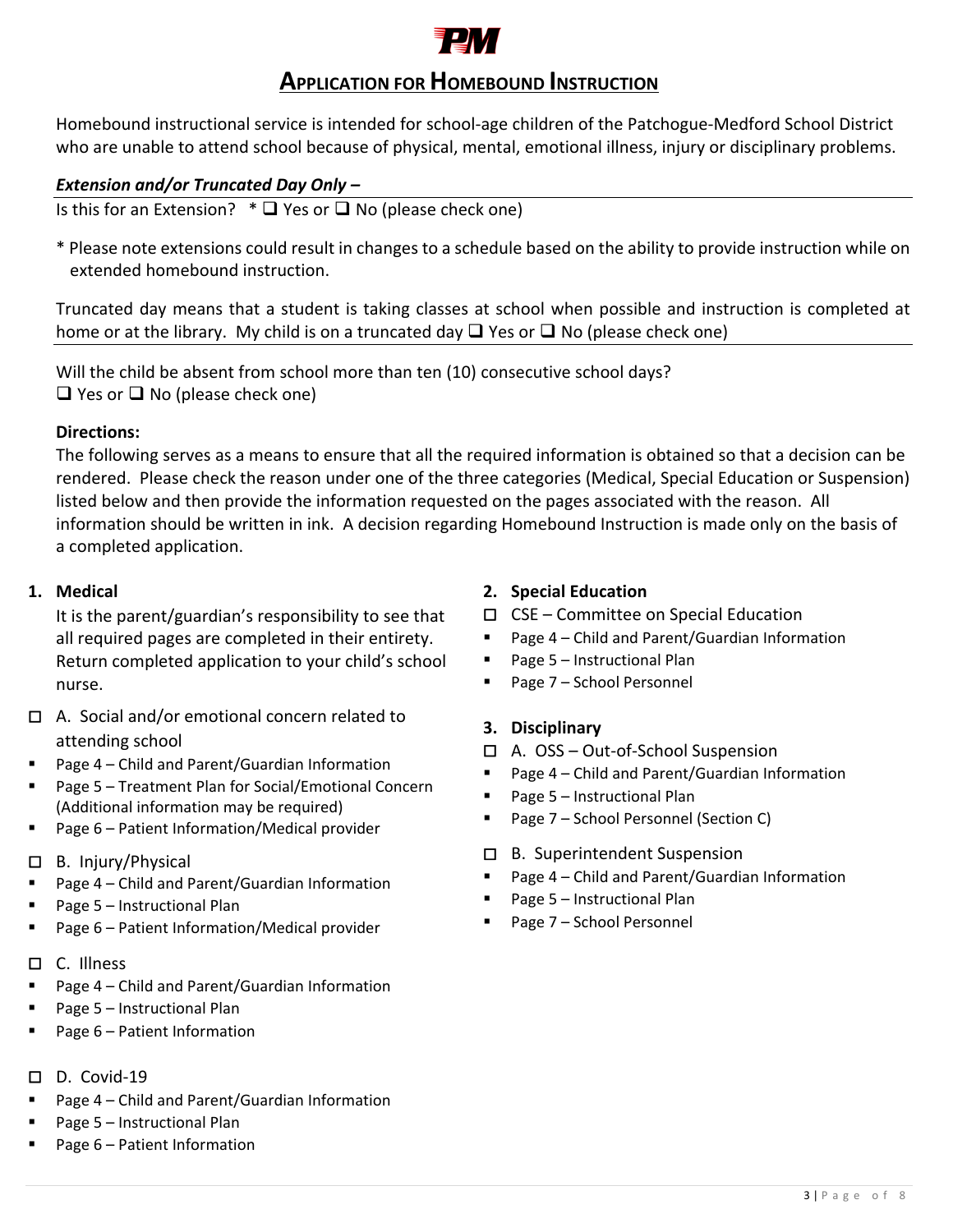# APPLICATION FOR HOMEBOUND INSTRUCTION

Homebound instructional service is intended for school-age children of the Patchogue-Medford School District who are unable to attend school because of physical, mental, emotional illness, injury or disciplinary problems.

***Extension and/or Truncated Day Only –***

Is this for an Extension? * ❑ Yes or ❑ No (please check one)

* Please note extensions could result in changes to a schedule based on the ability to provide instruction while on extended homebound instruction.

Truncated day means that a student is taking classes at school when possible and instruction is completed at home or at the library. My child is on a truncated day ❑ Yes or ❑ No (please check one)

Will the child be absent from school more than ten (10) consecutive school days?
❑ Yes or ❑ No (please check one)

**Directions:**
The following serves as a means to ensure that all the required information is obtained so that a decision can be rendered. Please check the reason under one of the three categories (Medical, Special Education or Suspension) listed below and then provide the information requested on the pages associated with the reason. All information should be written in ink. A decision regarding Homebound Instruction is made only on the basis of a completed application.

**1. Medical**

It is the parent/guardian's responsibility to see that all required pages are completed in their entirety. Return completed application to your child's school nurse.

☐ A. Social and/or emotional concern related to attending school
- Page 4 – Child and Parent/Guardian Information
- Page 5 – Treatment Plan for Social/Emotional Concern (Additional information may be required)
- Page 6 – Patient Information/Medical provider

☐ B. Injury/Physical
- Page 4 – Child and Parent/Guardian Information
- Page 5 – Instructional Plan
- Page 6 – Patient Information/Medical provider

☐ C. Illness
- Page 4 – Child and Parent/Guardian Information
- Page 5 – Instructional Plan
- Page 6 – Patient Information

☐ D. Covid-19
- Page 4 – Child and Parent/Guardian Information
- Page 5 – Instructional Plan
- Page 6 – Patient Information

**2. Special Education**

☐ CSE – Committee on Special Education
- Page 4 – Child and Parent/Guardian Information
- Page 5 – Instructional Plan
- Page 7 – School Personnel

**3. Disciplinary**

☐ A. OSS – Out-of-School Suspension
- Page 4 – Child and Parent/Guardian Information
- Page 5 – Instructional Plan
- Page 7 – School Personnel (Section C)

☐ B. Superintendent Suspension
- Page 4 – Child and Parent/Guardian Information
- Page 5 – Instructional Plan
- Page 7 – School Personnel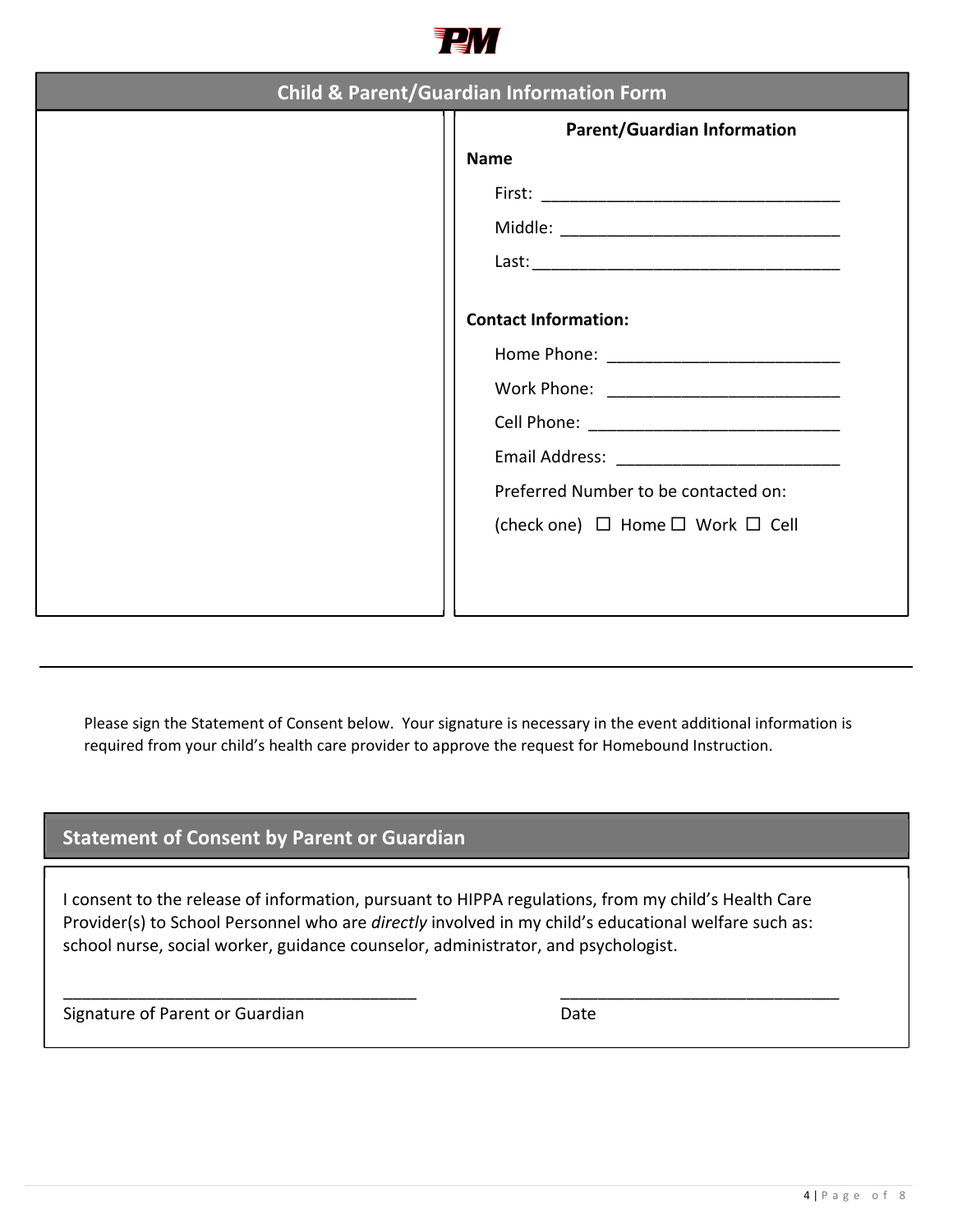## Child & Parent/Guardian Information Form

### Parent/Guardian Information

**Name**

First: ________________________________

Middle: ______________________________

Last: _________________________________

**Contact Information:**

Home Phone: _________________________

Work Phone: _________________________

Cell Phone: ___________________________

Email Address: ________________________

Preferred Number to be contacted on:

(check one) ☐ Home ☐ Work ☐ Cell

---

Please sign the Statement of Consent below. Your signature is necessary in the event additional information is required from your child's health care provider to approve the request for Homebound Instruction.

## Statement of Consent by Parent or Guardian

I consent to the release of information, pursuant to HIPPA regulations, from my child's Health Care Provider(s) to School Personnel who are *directly* involved in my child's educational welfare such as: school nurse, social worker, guidance counselor, administrator, and psychologist.

_______________________________________ Signature of Parent or Guardian

______________________________ Date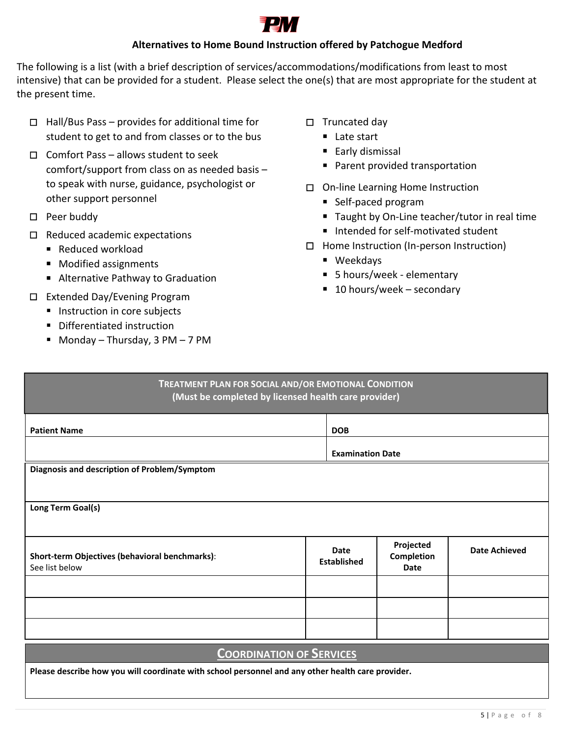### Alternatives to Home Bound Instruction offered by Patchogue Medford

The following is a list (with a brief description of services/accommodations/modifications from least to most intensive) that can be provided for a student. Please select the one(s) that are most appropriate for the student at the present time.

- ☐ Hall/Bus Pass – provides for additional time for student to get to and from classes or to the bus
- ☐ Comfort Pass – allows student to seek comfort/support from class on as needed basis – to speak with nurse, guidance, psychologist or other support personnel
- ☐ Peer buddy
- ☐ Reduced academic expectations
  - Reduced workload
  - Modified assignments
  - Alternative Pathway to Graduation
- ☐ Extended Day/Evening Program
  - Instruction in core subjects
  - Differentiated instruction
  - Monday – Thursday, 3 PM – 7 PM
- ☐ Truncated day
  - Late start
  - Early dismissal
  - Parent provided transportation
- ☐ On-line Learning Home Instruction
  - Self-paced program
  - Taught by On-Line teacher/tutor in real time
  - Intended for self-motivated student
- ☐ Home Instruction (In-person Instruction)
  - Weekdays
  - 5 hours/week - elementary
  - 10 hours/week – secondary

## Treatment Plan for Social and/or Emotional Condition

**(Must be completed by licensed health care provider)**

| **Patient Name** | **DOB** |
|---|---|
| | **Examination Date** |

**Diagnosis and description of Problem/Symptom**

**Long Term Goal(s)**

| **Short-term Objectives (behavioral benchmarks)**: See list below | **Date Established** | **Projected Completion Date** | **Date Achieved** |
|---|---|---|---|
| | | | |
| | | | |
| | | | |

## Coordination of Services

**Please describe how you will coordinate with school personnel and any other health care provider.**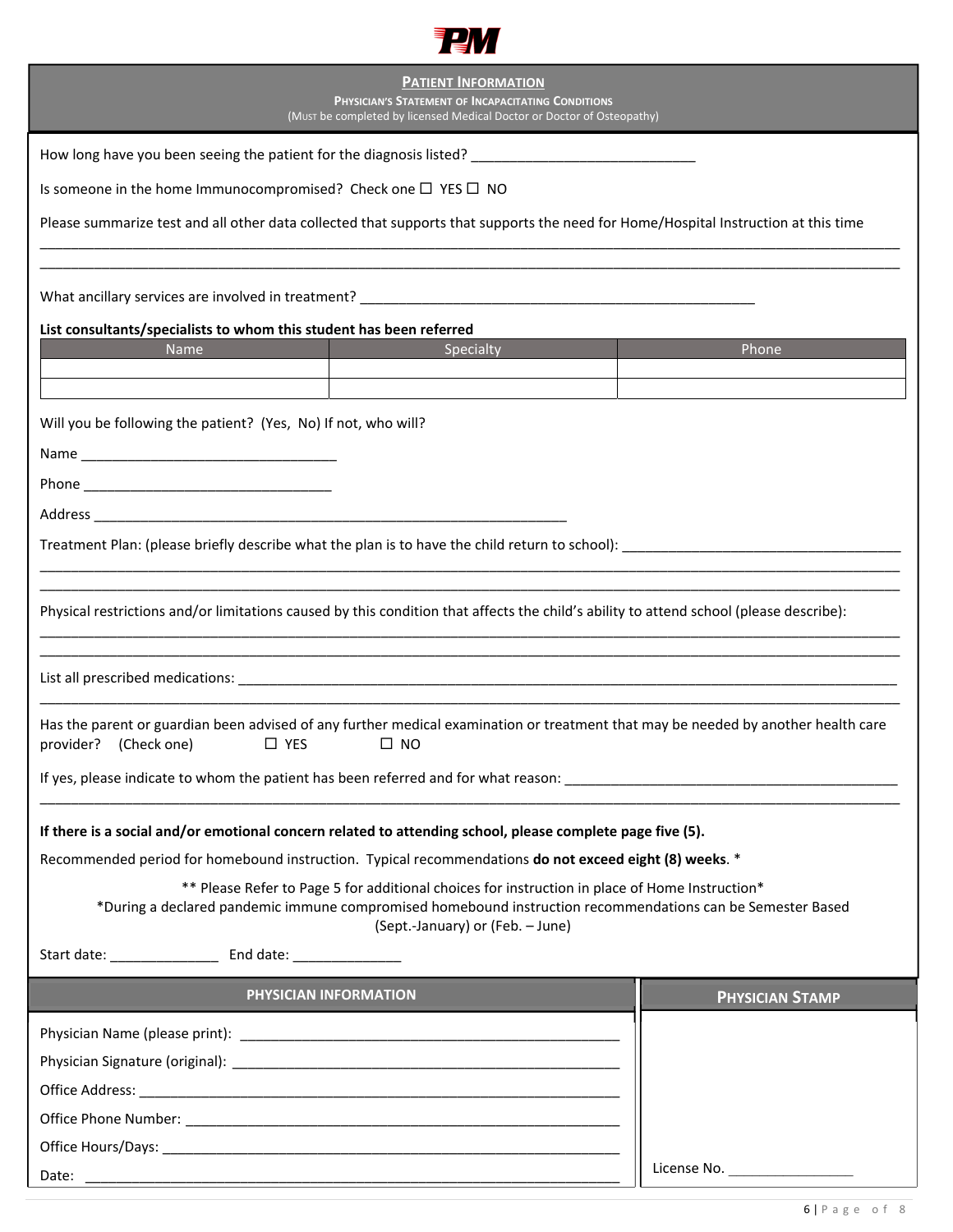**PM**

## PATIENT INFORMATION

**PHYSICIAN'S STATEMENT OF INCAPACITATING CONDITIONS**
(MUST be completed by licensed Medical Doctor or Doctor of Osteopathy)

How long have you been seeing the patient for the diagnosis listed? ______________________________

Is someone in the home Immunocompromised? Check one ☐ YES ☐ NO

Please summarize test and all other data collected that supports that supports the need for Home/Hospital Instruction at this time

________________________________________________________________________________

________________________________________________________________________________

What ancillary services are involved in treatment? ______________________________________________

**List consultants/specialists to whom this student has been referred**

| Name | Specialty | Phone |
|---|---|---|
| | | |
| | | |

Will you be following the patient? (Yes, No) If not, who will?

Name _________________________________

Phone ________________________________

Address ______________________________________________________________

Treatment Plan: (please briefly describe what the plan is to have the child return to school): ____________________________________

________________________________________________________________________________

________________________________________________________________________________

Physical restrictions and/or limitations caused by this condition that affects the child's ability to attend school (please describe):

________________________________________________________________________________

________________________________________________________________________________

List all prescribed medications: ______________________________________________________________

________________________________________________________________________________

Has the parent or guardian been advised of any further medical examination or treatment that may be needed by another health care provider? (Check one) ☐ YES ☐ NO

If yes, please indicate to whom the patient has been referred and for what reason: ____________________________________________

________________________________________________________________________________

**If there is a social and/or emotional concern related to attending school, please complete page five (5).**

Recommended period for homebound instruction. Typical recommendations **do not exceed eight (8) weeks**. *

** Please Refer to Page 5 for additional choices for instruction in place of Home Instruction*

*During a declared pandemic immune compromised homebound instruction recommendations can be Semester Based (Sept.-January) or (Feb. – June)

Start date: ______________ End date: ______________

## PHYSICIAN INFORMATION

Physician Name (please print): ________________________________________________

Physician Signature (original): ________________________________________________

Office Address: ________________________________________________

Office Phone Number: ________________________________________________

Office Hours/Days: ________________________________________________

Date: ________________________________________________

## PHYSICIAN STAMP

License No. ________________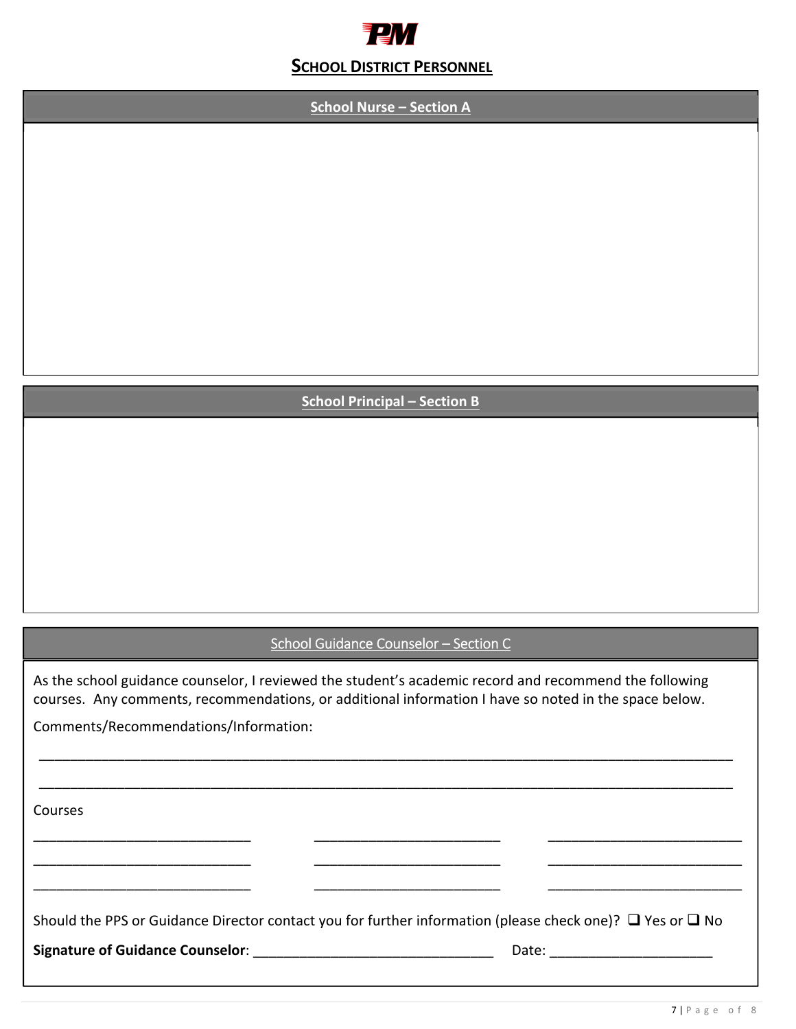## SCHOOL DISTRICT PERSONNEL

### School Nurse – Section A

### School Principal – Section B

### School Guidance Counselor – Section C

As the school guidance counselor, I reviewed the student's academic record and recommend the following courses. Any comments, recommendations, or additional information I have so noted in the space below.

Comments/Recommendations/Information:

_______________________________________________________________________________________

_______________________________________________________________________________________

Courses

| | | |
|---|---|---|
| ___________________________ | ________________________ | _________________________ |
| ___________________________ | ________________________ | _________________________ |
| ___________________________ | ________________________ | _________________________ |

Should the PPS or Guidance Director contact you for further information (please check one)? ❑ Yes or ❑ No

**Signature of Guidance Counselor**: _______________________________ Date: ____________________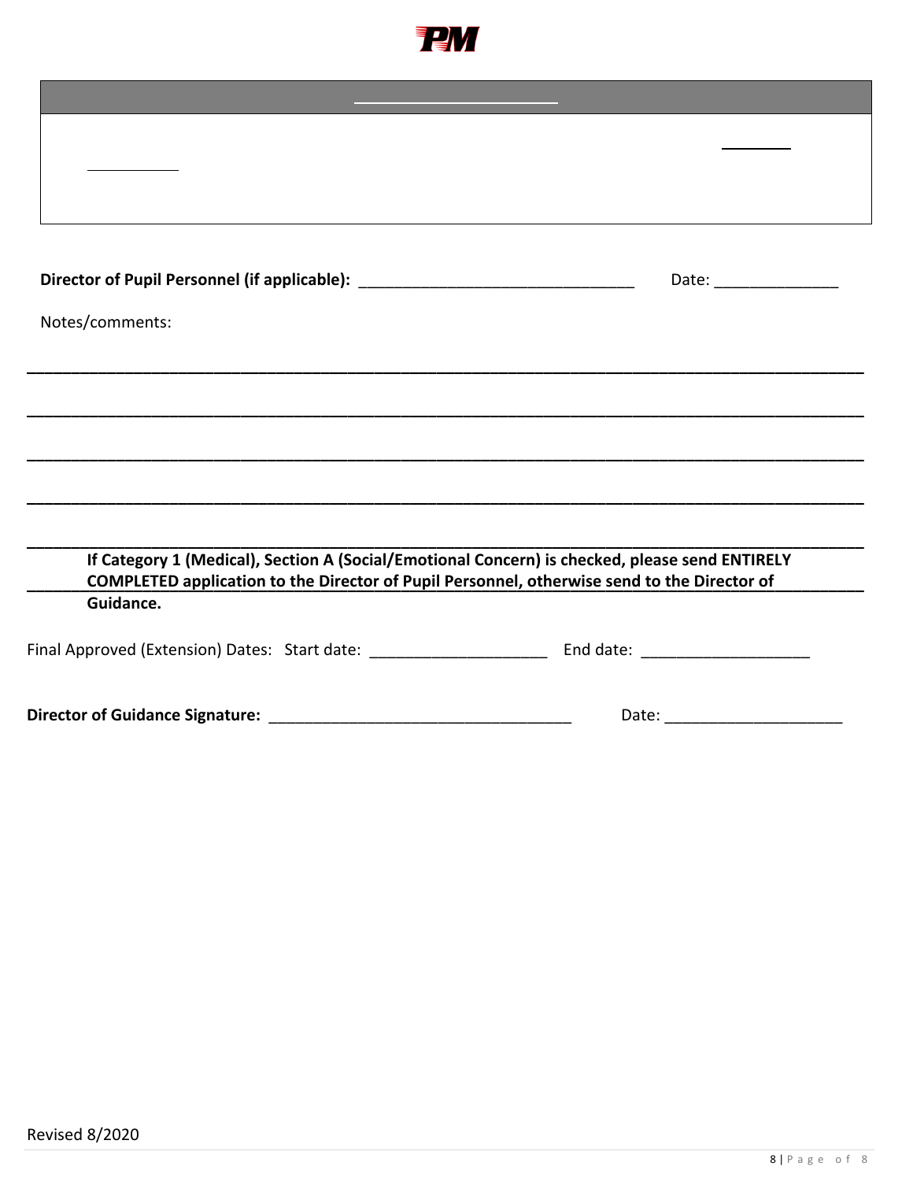**Director of Pupil Personnel (if applicable):** _______________________________ Date: ______________

Notes/comments:

_______________________________________________________________________________________________

_______________________________________________________________________________________________

_______________________________________________________________________________________________

_______________________________________________________________________________________________

_______________________________________________________________________________________________

**If Category 1 (Medical), Section A (Social/Emotional Concern) is checked, please send ENTIRELY COMPLETED application to the Director of Pupil Personnel, otherwise send to the Director of Guidance.**

Final Approved (Extension) Dates: Start date: ____________________ End date: ___________________

**Director of Guidance Signature:** __________________________________ Date: ____________________

Revised 8/2020